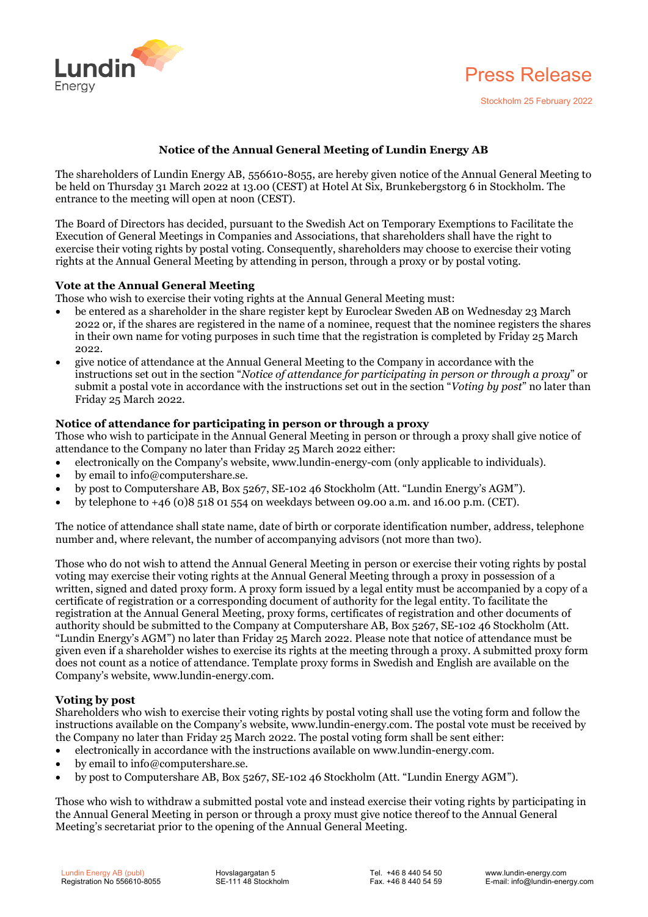Lundin Energy

# Press Release

Stockholm 25 February 2022

## Notice of the Annual General Meeting of Lundin Energy AB

The shareholders of Lundin Energy AB, 556610-8055, are hereby given notice of the Annual General Meeting to be held on Thursday 31 March 2022 at 13.00 (CEST) at Hotel At Six, Brunkebergstorg 6 in Stockholm. The entrance to the meeting will open at noon (CEST).

The Board of Directors has decided, pursuant to the Swedish Act on Temporary Exemptions to Facilitate the Execution of General Meetings in Companies and Associations, that shareholders shall have the right to exercise their voting rights by postal voting. Consequently, shareholders may choose to exercise their voting rights at the Annual General Meeting by attending in person, through a proxy or by postal voting.

### Vote at the Annual General Meeting

Those who wish to exercise their voting rights at the Annual General Meeting must:

- be entered as a shareholder in the share register kept by Euroclear Sweden AB on Wednesday 23 March 2022 or, if the shares are registered in the name of a nominee, request that the nominee registers the shares in their own name for voting purposes in such time that the registration is completed by Friday 25 March 2022.
- give notice of attendance at the Annual General Meeting to the Company in accordance with the instructions set out in the section "*Notice of attendance for participating in person or through a proxy*" or submit a postal vote in accordance with the instructions set out in the section "*Voting by post*" no later than Friday 25 March 2022.

### Notice of attendance for participating in person or through a proxy

Those who wish to participate in the Annual General Meeting in person or through a proxy shall give notice of attendance to the Company no later than Friday 25 March 2022 either:

- electronically on the Company's website, www.lundin-energy-com (only applicable to individuals).
- by email to info@computershare.se.
- by post to Computershare AB, Box 5267, SE-102 46 Stockholm (Att. "Lundin Energy's AGM").
- by telephone to +46 (0)8 518 01 554 on weekdays between 09.00 a.m. and 16.00 p.m. (CET).

The notice of attendance shall state name, date of birth or corporate identification number, address, telephone number and, where relevant, the number of accompanying advisors (not more than two).

Those who do not wish to attend the Annual General Meeting in person or exercise their voting rights by postal voting may exercise their voting rights at the Annual General Meeting through a proxy in possession of a written, signed and dated proxy form. A proxy form issued by a legal entity must be accompanied by a copy of a certificate of registration or a corresponding document of authority for the legal entity. To facilitate the registration at the Annual General Meeting, proxy forms, certificates of registration and other documents of authority should be submitted to the Company at Computershare AB, Box 5267, SE-102 46 Stockholm (Att. "Lundin Energy's AGM") no later than Friday 25 March 2022. Please note that notice of attendance must be given even if a shareholder wishes to exercise its rights at the meeting through a proxy. A submitted proxy form does not count as a notice of attendance. Template proxy forms in Swedish and English are available on the Company's website, www.lundin-energy.com.

### Voting by post

Shareholders who wish to exercise their voting rights by postal voting shall use the voting form and follow the instructions available on the Company's website, www.lundin-energy.com. The postal vote must be received by the Company no later than Friday 25 March 2022. The postal voting form shall be sent either:

- electronically in accordance with the instructions available on www.lundin-energy.com.
- by email to info@computershare.se.
- by post to Computershare AB, Box 5267, SE-102 46 Stockholm (Att. "Lundin Energy AGM").

Those who wish to withdraw a submitted postal vote and instead exercise their voting rights by participating in the Annual General Meeting in person or through a proxy must give notice thereof to the Annual General Meeting's secretariat prior to the opening of the Annual General Meeting.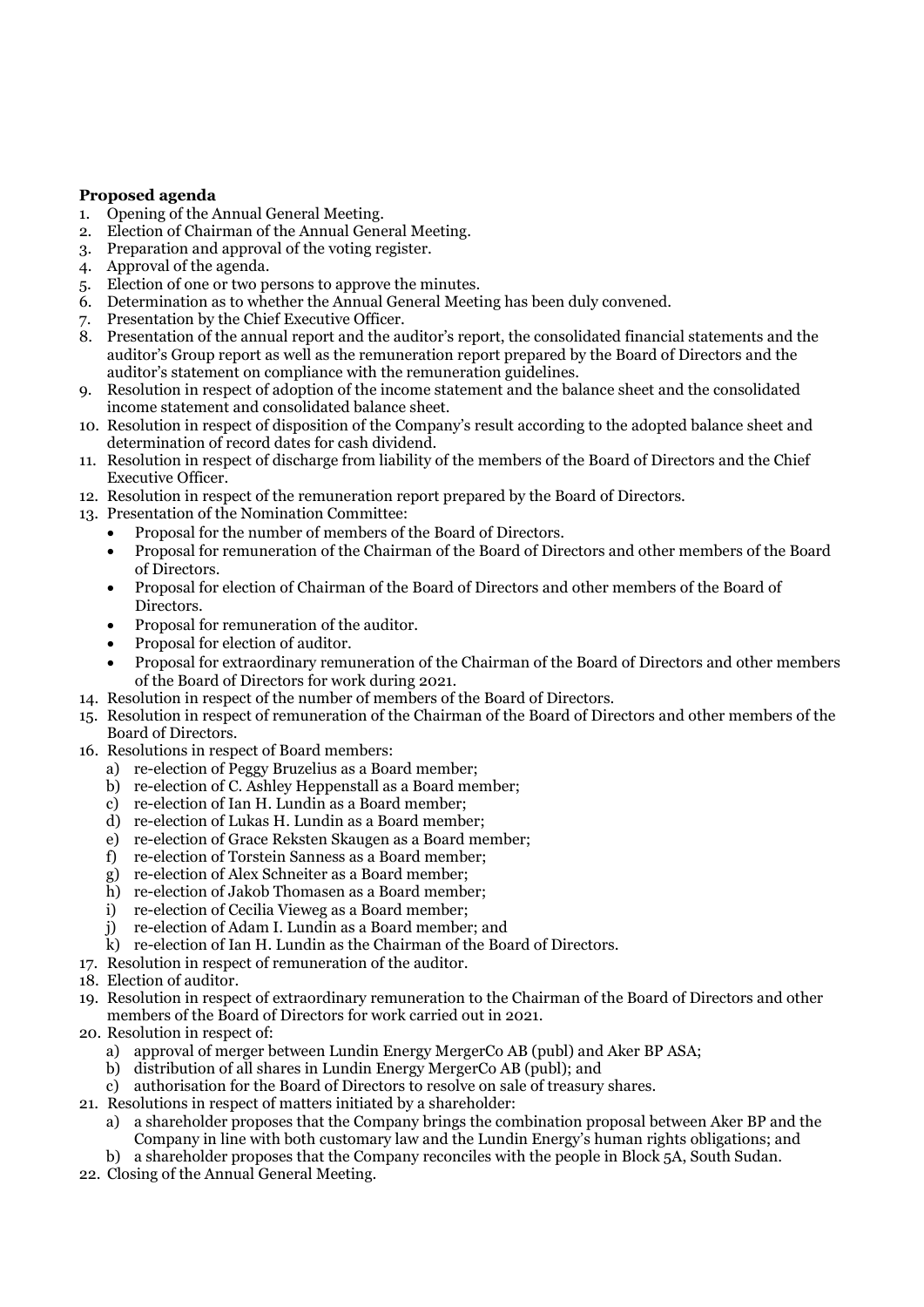**Proposed agenda**

1. Opening of the Annual General Meeting.
2. Election of Chairman of the Annual General Meeting.
3. Preparation and approval of the voting register.
4. Approval of the agenda.
5. Election of one or two persons to approve the minutes.
6. Determination as to whether the Annual General Meeting has been duly convened.
7. Presentation by the Chief Executive Officer.
8. Presentation of the annual report and the auditor's report, the consolidated financial statements and the auditor's Group report as well as the remuneration report prepared by the Board of Directors and the auditor's statement on compliance with the remuneration guidelines.
9. Resolution in respect of adoption of the income statement and the balance sheet and the consolidated income statement and consolidated balance sheet.
10. Resolution in respect of disposition of the Company's result according to the adopted balance sheet and determination of record dates for cash dividend.
11. Resolution in respect of discharge from liability of the members of the Board of Directors and the Chief Executive Officer.
12. Resolution in respect of the remuneration report prepared by the Board of Directors.
13. Presentation of the Nomination Committee:
    - Proposal for the number of members of the Board of Directors.
    - Proposal for remuneration of the Chairman of the Board of Directors and other members of the Board of Directors.
    - Proposal for election of Chairman of the Board of Directors and other members of the Board of Directors.
    - Proposal for remuneration of the auditor.
    - Proposal for election of auditor.
    - Proposal for extraordinary remuneration of the Chairman of the Board of Directors and other members of the Board of Directors for work during 2021.
14. Resolution in respect of the number of members of the Board of Directors.
15. Resolution in respect of remuneration of the Chairman of the Board of Directors and other members of the Board of Directors.
16. Resolutions in respect of Board members:
    a) re-election of Peggy Bruzelius as a Board member;
    b) re-election of C. Ashley Heppenstall as a Board member;
    c) re-election of Ian H. Lundin as a Board member;
    d) re-election of Lukas H. Lundin as a Board member;
    e) re-election of Grace Reksten Skaugen as a Board member;
    f) re-election of Torstein Sanness as a Board member;
    g) re-election of Alex Schneiter as a Board member;
    h) re-election of Jakob Thomasen as a Board member;
    i) re-election of Cecilia Vieweg as a Board member;
    j) re-election of Adam I. Lundin as a Board member; and
    k) re-election of Ian H. Lundin as the Chairman of the Board of Directors.
17. Resolution in respect of remuneration of the auditor.
18. Election of auditor.
19. Resolution in respect of extraordinary remuneration to the Chairman of the Board of Directors and other members of the Board of Directors for work carried out in 2021.
20. Resolution in respect of:
    a) approval of merger between Lundin Energy MergerCo AB (publ) and Aker BP ASA;
    b) distribution of all shares in Lundin Energy MergerCo AB (publ); and
    c) authorisation for the Board of Directors to resolve on sale of treasury shares.
21. Resolutions in respect of matters initiated by a shareholder:
    a) a shareholder proposes that the Company brings the combination proposal between Aker BP and the Company in line with both customary law and the Lundin Energy's human rights obligations; and
    b) a shareholder proposes that the Company reconciles with the people in Block 5A, South Sudan.
22. Closing of the Annual General Meeting.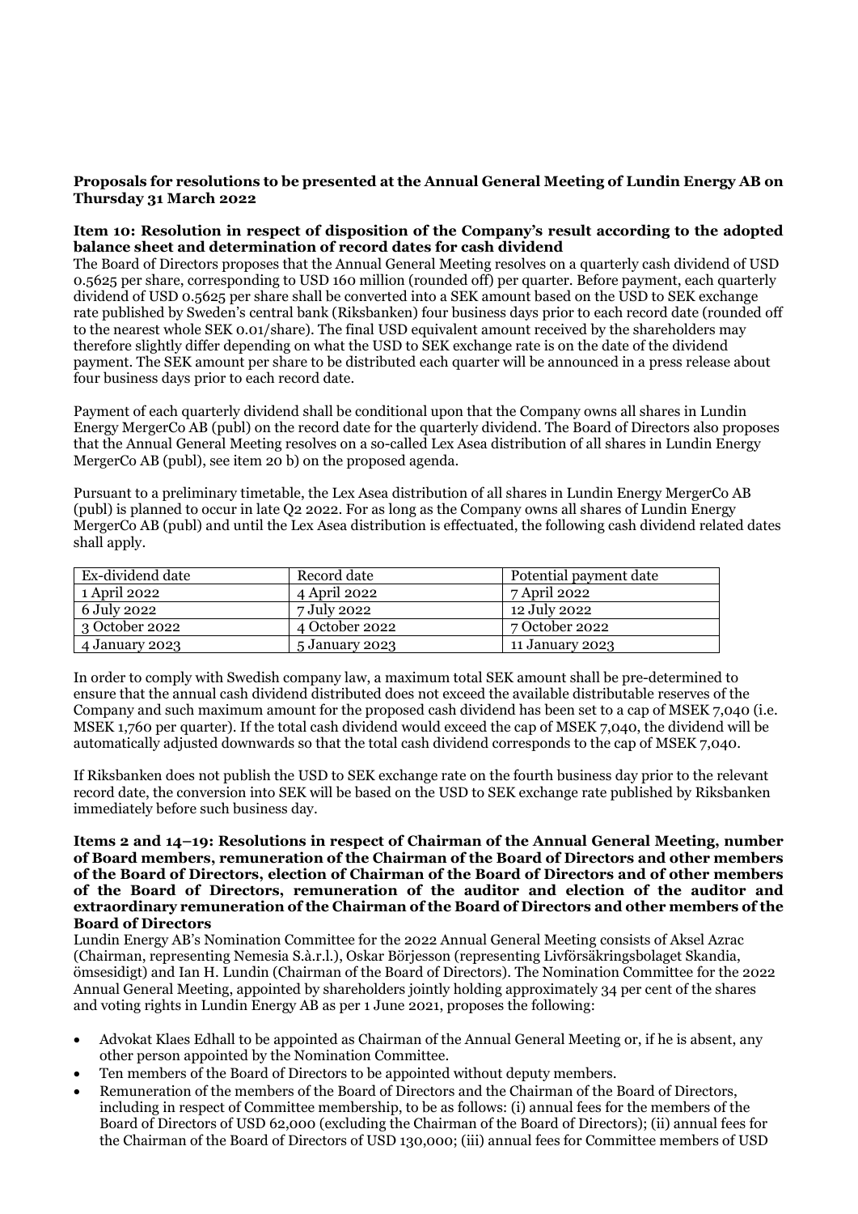**Proposals for resolutions to be presented at the Annual General Meeting of Lundin Energy AB on Thursday 31 March 2022**

**Item 10: Resolution in respect of disposition of the Company's result according to the adopted balance sheet and determination of record dates for cash dividend**

The Board of Directors proposes that the Annual General Meeting resolves on a quarterly cash dividend of USD 0.5625 per share, corresponding to USD 160 million (rounded off) per quarter. Before payment, each quarterly dividend of USD 0.5625 per share shall be converted into a SEK amount based on the USD to SEK exchange rate published by Sweden's central bank (Riksbanken) four business days prior to each record date (rounded off to the nearest whole SEK 0.01/share). The final USD equivalent amount received by the shareholders may therefore slightly differ depending on what the USD to SEK exchange rate is on the date of the dividend payment. The SEK amount per share to be distributed each quarter will be announced in a press release about four business days prior to each record date.

Payment of each quarterly dividend shall be conditional upon that the Company owns all shares in Lundin Energy MergerCo AB (publ) on the record date for the quarterly dividend. The Board of Directors also proposes that the Annual General Meeting resolves on a so-called Lex Asea distribution of all shares in Lundin Energy MergerCo AB (publ), see item 20 b) on the proposed agenda.

Pursuant to a preliminary timetable, the Lex Asea distribution of all shares in Lundin Energy MergerCo AB (publ) is planned to occur in late Q2 2022. For as long as the Company owns all shares of Lundin Energy MergerCo AB (publ) and until the Lex Asea distribution is effectuated, the following cash dividend related dates shall apply.

| Ex-dividend date | Record date | Potential payment date |
|---|---|---|
| 1 April 2022 | 4 April 2022 | 7 April 2022 |
| 6 July 2022 | 7 July 2022 | 12 July 2022 |
| 3 October 2022 | 4 October 2022 | 7 October 2022 |
| 4 January 2023 | 5 January 2023 | 11 January 2023 |

In order to comply with Swedish company law, a maximum total SEK amount shall be pre-determined to ensure that the annual cash dividend distributed does not exceed the available distributable reserves of the Company and such maximum amount for the proposed cash dividend has been set to a cap of MSEK 7,040 (i.e. MSEK 1,760 per quarter). If the total cash dividend would exceed the cap of MSEK 7,040, the dividend will be automatically adjusted downwards so that the total cash dividend corresponds to the cap of MSEK 7,040.

If Riksbanken does not publish the USD to SEK exchange rate on the fourth business day prior to the relevant record date, the conversion into SEK will be based on the USD to SEK exchange rate published by Riksbanken immediately before such business day.

**Items 2 and 14–19: Resolutions in respect of Chairman of the Annual General Meeting, number of Board members, remuneration of the Chairman of the Board of Directors and other members of the Board of Directors, election of Chairman of the Board of Directors and of other members of the Board of Directors, remuneration of the auditor and election of the auditor and extraordinary remuneration of the Chairman of the Board of Directors and other members of the Board of Directors**

Lundin Energy AB's Nomination Committee for the 2022 Annual General Meeting consists of Aksel Azrac (Chairman, representing Nemesia S.à.r.l.), Oskar Börjesson (representing Livförsäkringsbolaget Skandia, ömsesidigt) and Ian H. Lundin (Chairman of the Board of Directors). The Nomination Committee for the 2022 Annual General Meeting, appointed by shareholders jointly holding approximately 34 per cent of the shares and voting rights in Lundin Energy AB as per 1 June 2021, proposes the following:

- Advokat Klaes Edhall to be appointed as Chairman of the Annual General Meeting or, if he is absent, any other person appointed by the Nomination Committee.
- Ten members of the Board of Directors to be appointed without deputy members.
- Remuneration of the members of the Board of Directors and the Chairman of the Board of Directors, including in respect of Committee membership, to be as follows: (i) annual fees for the members of the Board of Directors of USD 62,000 (excluding the Chairman of the Board of Directors); (ii) annual fees for the Chairman of the Board of Directors of USD 130,000; (iii) annual fees for Committee members of USD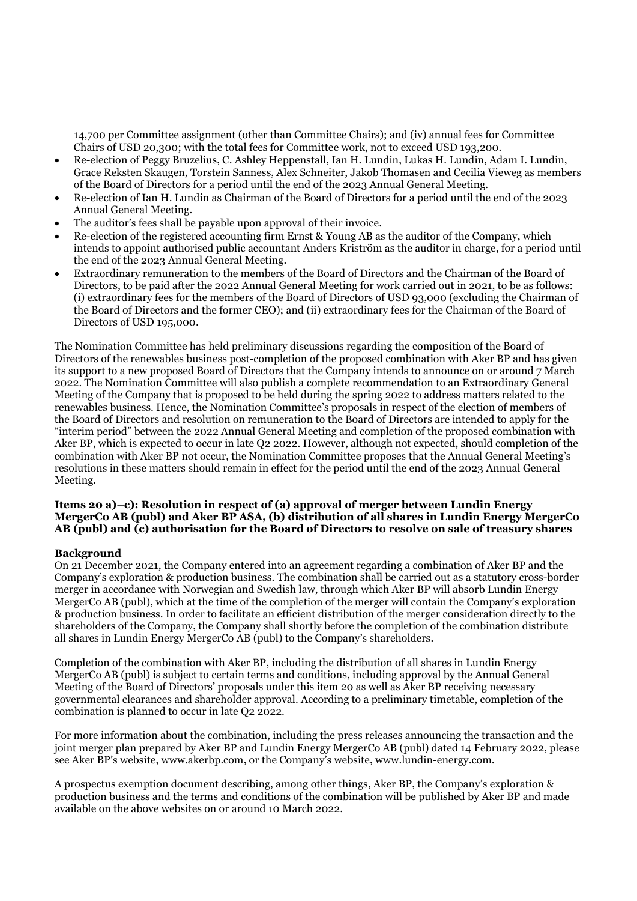14,700 per Committee assignment (other than Committee Chairs); and (iv) annual fees for Committee Chairs of USD 20,300; with the total fees for Committee work, not to exceed USD 193,200.

- Re-election of Peggy Bruzelius, C. Ashley Heppenstall, Ian H. Lundin, Lukas H. Lundin, Adam I. Lundin, Grace Reksten Skaugen, Torstein Sanness, Alex Schneiter, Jakob Thomasen and Cecilia Vieweg as members of the Board of Directors for a period until the end of the 2023 Annual General Meeting.
- Re-election of Ian H. Lundin as Chairman of the Board of Directors for a period until the end of the 2023 Annual General Meeting.
- The auditor's fees shall be payable upon approval of their invoice.
- Re-election of the registered accounting firm Ernst & Young AB as the auditor of the Company, which intends to appoint authorised public accountant Anders Kriström as the auditor in charge, for a period until the end of the 2023 Annual General Meeting.
- Extraordinary remuneration to the members of the Board of Directors and the Chairman of the Board of Directors, to be paid after the 2022 Annual General Meeting for work carried out in 2021, to be as follows: (i) extraordinary fees for the members of the Board of Directors of USD 93,000 (excluding the Chairman of the Board of Directors and the former CEO); and (ii) extraordinary fees for the Chairman of the Board of Directors of USD 195,000.

The Nomination Committee has held preliminary discussions regarding the composition of the Board of Directors of the renewables business post-completion of the proposed combination with Aker BP and has given its support to a new proposed Board of Directors that the Company intends to announce on or around 7 March 2022. The Nomination Committee will also publish a complete recommendation to an Extraordinary General Meeting of the Company that is proposed to be held during the spring 2022 to address matters related to the renewables business. Hence, the Nomination Committee's proposals in respect of the election of members of the Board of Directors and resolution on remuneration to the Board of Directors are intended to apply for the "interim period" between the 2022 Annual General Meeting and completion of the proposed combination with Aker BP, which is expected to occur in late Q2 2022. However, although not expected, should completion of the combination with Aker BP not occur, the Nomination Committee proposes that the Annual General Meeting's resolutions in these matters should remain in effect for the period until the end of the 2023 Annual General Meeting.

**Items 20 a)–c): Resolution in respect of (a) approval of merger between Lundin Energy MergerCo AB (publ) and Aker BP ASA, (b) distribution of all shares in Lundin Energy MergerCo AB (publ) and (c) authorisation for the Board of Directors to resolve on sale of treasury shares**

**Background**

On 21 December 2021, the Company entered into an agreement regarding a combination of Aker BP and the Company's exploration & production business. The combination shall be carried out as a statutory cross-border merger in accordance with Norwegian and Swedish law, through which Aker BP will absorb Lundin Energy MergerCo AB (publ), which at the time of the completion of the merger will contain the Company's exploration & production business. In order to facilitate an efficient distribution of the merger consideration directly to the shareholders of the Company, the Company shall shortly before the completion of the combination distribute all shares in Lundin Energy MergerCo AB (publ) to the Company's shareholders.

Completion of the combination with Aker BP, including the distribution of all shares in Lundin Energy MergerCo AB (publ) is subject to certain terms and conditions, including approval by the Annual General Meeting of the Board of Directors' proposals under this item 20 as well as Aker BP receiving necessary governmental clearances and shareholder approval. According to a preliminary timetable, completion of the combination is planned to occur in late Q2 2022.

For more information about the combination, including the press releases announcing the transaction and the joint merger plan prepared by Aker BP and Lundin Energy MergerCo AB (publ) dated 14 February 2022, please see Aker BP's website, www.akerbp.com, or the Company's website, www.lundin-energy.com.

A prospectus exemption document describing, among other things, Aker BP, the Company's exploration & production business and the terms and conditions of the combination will be published by Aker BP and made available on the above websites on or around 10 March 2022.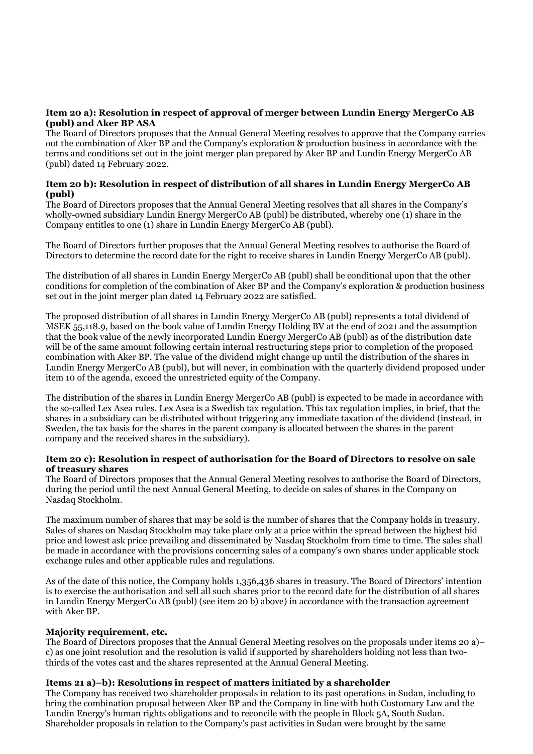**Item 20 a): Resolution in respect of approval of merger between Lundin Energy MergerCo AB (publ) and Aker BP ASA**

The Board of Directors proposes that the Annual General Meeting resolves to approve that the Company carries out the combination of Aker BP and the Company's exploration & production business in accordance with the terms and conditions set out in the joint merger plan prepared by Aker BP and Lundin Energy MergerCo AB (publ) dated 14 February 2022.

**Item 20 b): Resolution in respect of distribution of all shares in Lundin Energy MergerCo AB (publ)**

The Board of Directors proposes that the Annual General Meeting resolves that all shares in the Company's wholly-owned subsidiary Lundin Energy MergerCo AB (publ) be distributed, whereby one (1) share in the Company entitles to one (1) share in Lundin Energy MergerCo AB (publ).

The Board of Directors further proposes that the Annual General Meeting resolves to authorise the Board of Directors to determine the record date for the right to receive shares in Lundin Energy MergerCo AB (publ).

The distribution of all shares in Lundin Energy MergerCo AB (publ) shall be conditional upon that the other conditions for completion of the combination of Aker BP and the Company's exploration & production business set out in the joint merger plan dated 14 February 2022 are satisfied.

The proposed distribution of all shares in Lundin Energy MergerCo AB (publ) represents a total dividend of MSEK 55,118.9, based on the book value of Lundin Energy Holding BV at the end of 2021 and the assumption that the book value of the newly incorporated Lundin Energy MergerCo AB (publ) as of the distribution date will be of the same amount following certain internal restructuring steps prior to completion of the proposed combination with Aker BP. The value of the dividend might change up until the distribution of the shares in Lundin Energy MergerCo AB (publ), but will never, in combination with the quarterly dividend proposed under item 10 of the agenda, exceed the unrestricted equity of the Company.

The distribution of the shares in Lundin Energy MergerCo AB (publ) is expected to be made in accordance with the so-called Lex Asea rules. Lex Asea is a Swedish tax regulation. This tax regulation implies, in brief, that the shares in a subsidiary can be distributed without triggering any immediate taxation of the dividend (instead, in Sweden, the tax basis for the shares in the parent company is allocated between the shares in the parent company and the received shares in the subsidiary).

**Item 20 c): Resolution in respect of authorisation for the Board of Directors to resolve on sale of treasury shares**

The Board of Directors proposes that the Annual General Meeting resolves to authorise the Board of Directors, during the period until the next Annual General Meeting, to decide on sales of shares in the Company on Nasdaq Stockholm.

The maximum number of shares that may be sold is the number of shares that the Company holds in treasury. Sales of shares on Nasdaq Stockholm may take place only at a price within the spread between the highest bid price and lowest ask price prevailing and disseminated by Nasdaq Stockholm from time to time. The sales shall be made in accordance with the provisions concerning sales of a company's own shares under applicable stock exchange rules and other applicable rules and regulations.

As of the date of this notice, the Company holds 1,356,436 shares in treasury. The Board of Directors' intention is to exercise the authorisation and sell all such shares prior to the record date for the distribution of all shares in Lundin Energy MergerCo AB (publ) (see item 20 b) above) in accordance with the transaction agreement with Aker BP.

**Majority requirement, etc.**

The Board of Directors proposes that the Annual General Meeting resolves on the proposals under items 20 a)–c) as one joint resolution and the resolution is valid if supported by shareholders holding not less than two-thirds of the votes cast and the shares represented at the Annual General Meeting.

**Items 21 a)–b): Resolutions in respect of matters initiated by a shareholder**

The Company has received two shareholder proposals in relation to its past operations in Sudan, including to bring the combination proposal between Aker BP and the Company in line with both Customary Law and the Lundin Energy's human rights obligations and to reconcile with the people in Block 5A, South Sudan. Shareholder proposals in relation to the Company's past activities in Sudan were brought by the same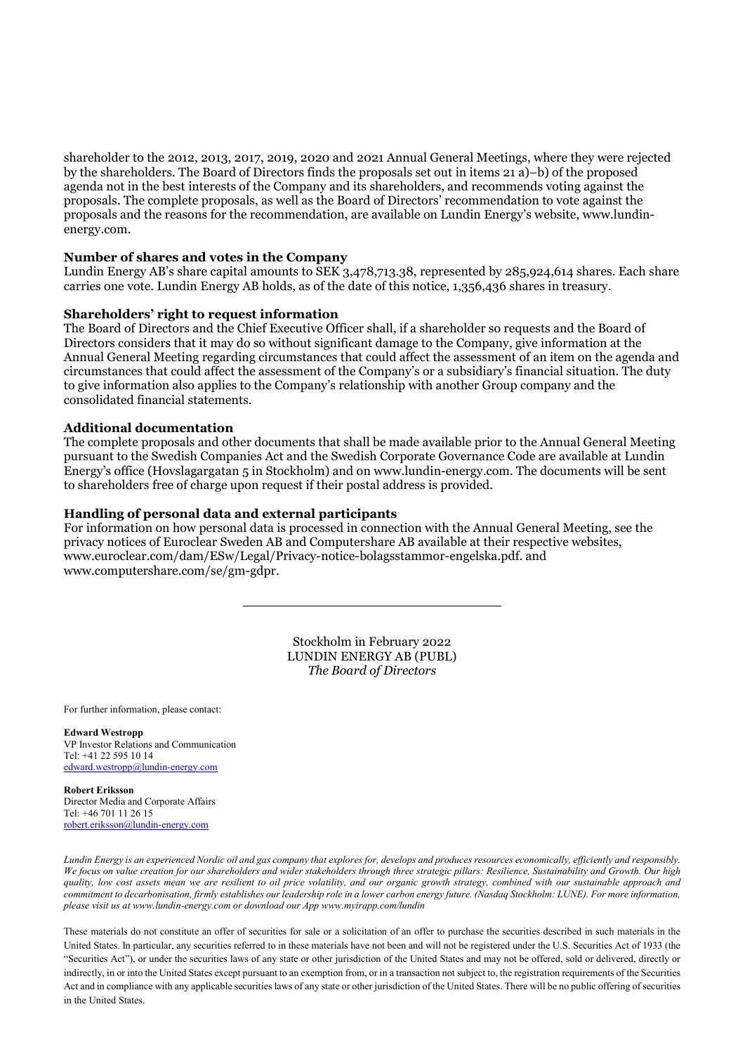shareholder to the 2012, 2013, 2017, 2019, 2020 and 2021 Annual General Meetings, where they were rejected by the shareholders. The Board of Directors finds the proposals set out in items 21 a)–b) of the proposed agenda not in the best interests of the Company and its shareholders, and recommends voting against the proposals. The complete proposals, as well as the Board of Directors' recommendation to vote against the proposals and the reasons for the recommendation, are available on Lundin Energy's website, www.lundin-energy.com.

**Number of shares and votes in the Company**
Lundin Energy AB's share capital amounts to SEK 3,478,713.38, represented by 285,924,614 shares. Each share carries one vote. Lundin Energy AB holds, as of the date of this notice, 1,356,436 shares in treasury.

**Shareholders' right to request information**
The Board of Directors and the Chief Executive Officer shall, if a shareholder so requests and the Board of Directors considers that it may do so without significant damage to the Company, give information at the Annual General Meeting regarding circumstances that could affect the assessment of an item on the agenda and circumstances that could affect the assessment of the Company's or a subsidiary's financial situation. The duty to give information also applies to the Company's relationship with another Group company and the consolidated financial statements.

**Additional documentation**
The complete proposals and other documents that shall be made available prior to the Annual General Meeting pursuant to the Swedish Companies Act and the Swedish Corporate Governance Code are available at Lundin Energy's office (Hovslagargatan 5 in Stockholm) and on www.lundin-energy.com. The documents will be sent to shareholders free of charge upon request if their postal address is provided.

**Handling of personal data and external participants**
For information on how personal data is processed in connection with the Annual General Meeting, see the privacy notices of Euroclear Sweden AB and Computershare AB available at their respective websites, www.euroclear.com/dam/ESw/Legal/Privacy-notice-bolagsstammor-engelska.pdf. and www.computershare.com/se/gm-gdpr.

---

Stockholm in February 2022
LUNDIN ENERGY AB (PUBL)
*The Board of Directors*

For further information, please contact:

**Edward Westropp**
VP Investor Relations and Communication
Tel: +41 22 595 10 14
edward.westropp@lundin-energy.com

**Robert Eriksson**
Director Media and Corporate Affairs
Tel: +46 701 11 26 15
robert.eriksson@lundin-energy.com

*Lundin Energy is an experienced Nordic oil and gas company that explores for, develops and produces resources economically, efficiently and responsibly. We focus on value creation for our shareholders and wider stakeholders through three strategic pillars: Resilience, Sustainability and Growth. Our high quality, low cost assets mean we are resilient to oil price volatility, and our organic growth strategy, combined with our sustainable approach and commitment to decarbonisation, firmly establishes our leadership role in a lower carbon energy future. (Nasdaq Stockholm: LUNE). For more information, please visit us at www.lundin-energy.com or download our App www.myirapp.com/lundin*

These materials do not constitute an offer of securities for sale or a solicitation of an offer to purchase the securities described in such materials in the United States. In particular, any securities referred to in these materials have not been and will not be registered under the U.S. Securities Act of 1933 (the "Securities Act"), or under the securities laws of any state or other jurisdiction of the United States and may not be offered, sold or delivered, directly or indirectly, in or into the United States except pursuant to an exemption from, or in a transaction not subject to, the registration requirements of the Securities Act and in compliance with any applicable securities laws of any state or other jurisdiction of the United States. There will be no public offering of securities in the United States.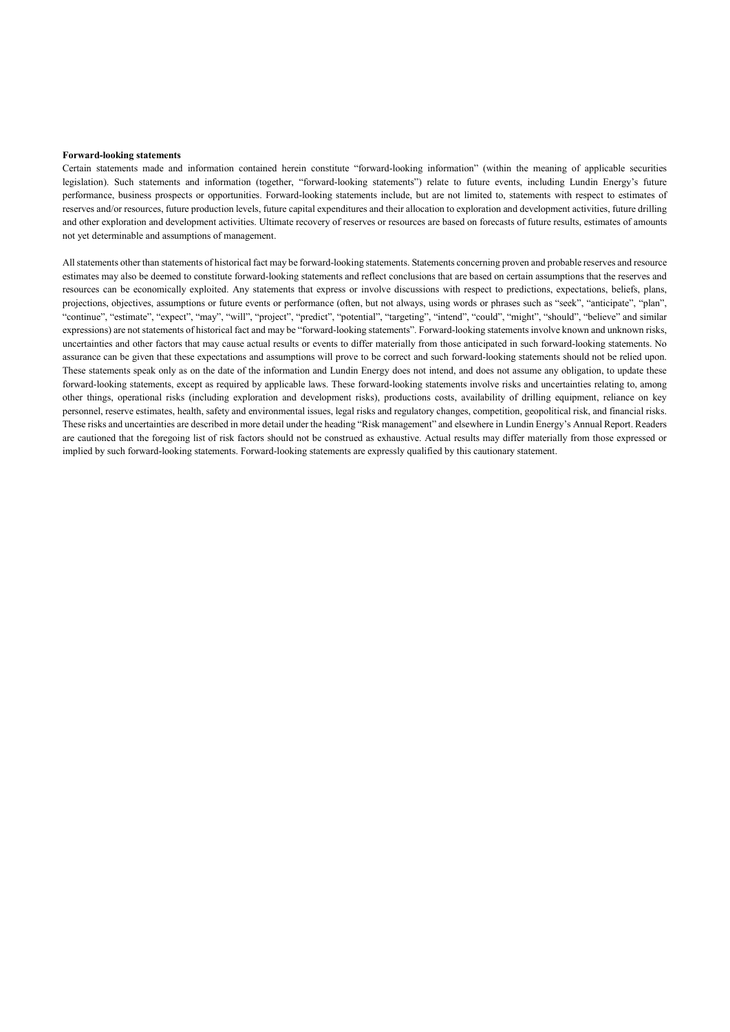**Forward-looking statements**

Certain statements made and information contained herein constitute "forward-looking information" (within the meaning of applicable securities legislation). Such statements and information (together, "forward-looking statements") relate to future events, including Lundin Energy's future performance, business prospects or opportunities. Forward-looking statements include, but are not limited to, statements with respect to estimates of reserves and/or resources, future production levels, future capital expenditures and their allocation to exploration and development activities, future drilling and other exploration and development activities. Ultimate recovery of reserves or resources are based on forecasts of future results, estimates of amounts not yet determinable and assumptions of management.

All statements other than statements of historical fact may be forward-looking statements. Statements concerning proven and probable reserves and resource estimates may also be deemed to constitute forward-looking statements and reflect conclusions that are based on certain assumptions that the reserves and resources can be economically exploited. Any statements that express or involve discussions with respect to predictions, expectations, beliefs, plans, projections, objectives, assumptions or future events or performance (often, but not always, using words or phrases such as "seek", "anticipate", "plan", "continue", "estimate", "expect", "may", "will", "project", "predict", "potential", "targeting", "intend", "could", "might", "should", "believe" and similar expressions) are not statements of historical fact and may be "forward-looking statements". Forward-looking statements involve known and unknown risks, uncertainties and other factors that may cause actual results or events to differ materially from those anticipated in such forward-looking statements. No assurance can be given that these expectations and assumptions will prove to be correct and such forward-looking statements should not be relied upon. These statements speak only as on the date of the information and Lundin Energy does not intend, and does not assume any obligation, to update these forward-looking statements, except as required by applicable laws. These forward-looking statements involve risks and uncertainties relating to, among other things, operational risks (including exploration and development risks), productions costs, availability of drilling equipment, reliance on key personnel, reserve estimates, health, safety and environmental issues, legal risks and regulatory changes, competition, geopolitical risk, and financial risks. These risks and uncertainties are described in more detail under the heading "Risk management" and elsewhere in Lundin Energy's Annual Report. Readers are cautioned that the foregoing list of risk factors should not be construed as exhaustive. Actual results may differ materially from those expressed or implied by such forward-looking statements. Forward-looking statements are expressly qualified by this cautionary statement.